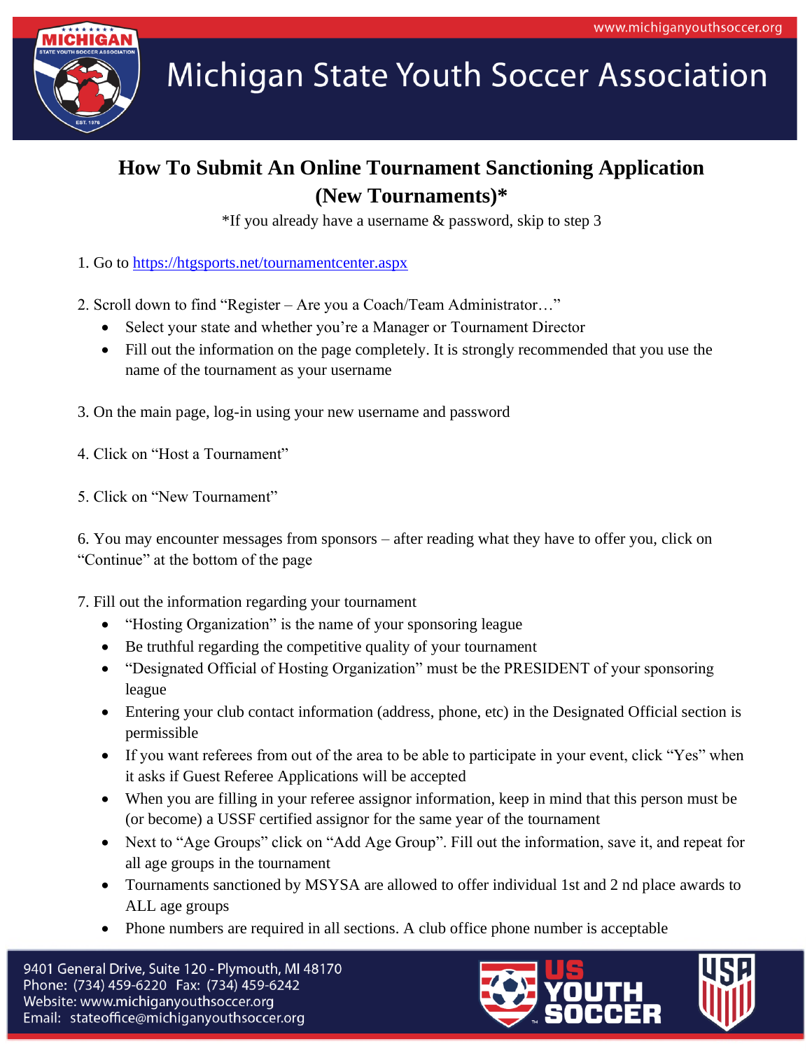# How To Submit An Online Tournament Sanctioning Application (New Tournaments)*

*If you already have a username & password, skip to step 3

1. Go to https://htgsports.net/tournamentcenter.aspx

2. Scroll down to find "Register – Are you a Coach/Team Administrator…"
   - Select your state and whether you're a Manager or Tournament Director
   - Fill out the information on the page completely. It is strongly recommended that you use the name of the tournament as your username

3. On the main page, log-in using your new username and password

4. Click on "Host a Tournament"

5. Click on "New Tournament"

6. You may encounter messages from sponsors – after reading what they have to offer you, click on "Continue" at the bottom of the page

7. Fill out the information regarding your tournament
   - "Hosting Organization" is the name of your sponsoring league
   - Be truthful regarding the competitive quality of your tournament
   - "Designated Official of Hosting Organization" must be the PRESIDENT of your sponsoring league
   - Entering your club contact information (address, phone, etc) in the Designated Official section is permissible
   - If you want referees from out of the area to be able to participate in your event, click "Yes" when it asks if Guest Referee Applications will be accepted
   - When you are filling in your referee assignor information, keep in mind that this person must be (or become) a USSF certified assignor for the same year of the tournament
   - Next to "Age Groups" click on "Add Age Group". Fill out the information, save it, and repeat for all age groups in the tournament
   - Tournaments sanctioned by MSYSA are allowed to offer individual 1st and 2 nd place awards to ALL age groups
   - Phone numbers are required in all sections. A club office phone number is acceptable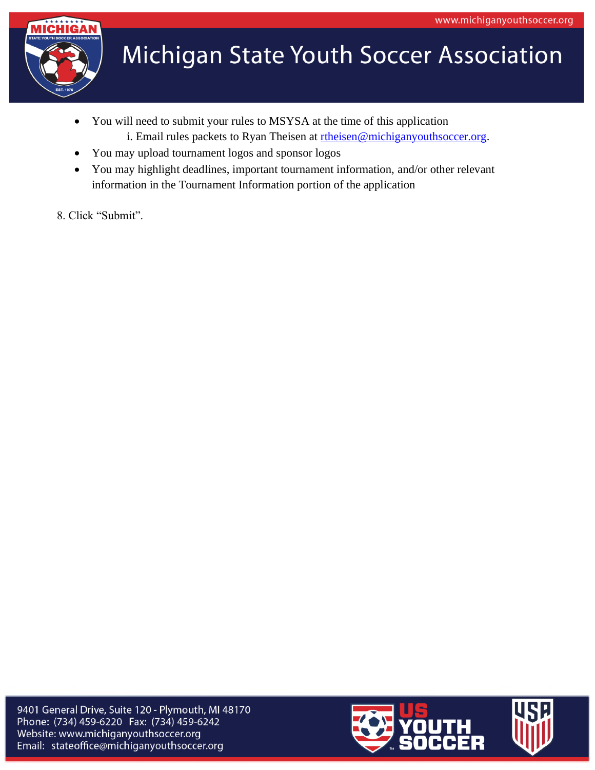- You will need to submit your rules to MSYSA at the time of this application
  - i. Email rules packets to Ryan Theisen at rtheisen@michiganyouthsoccer.org.
- You may upload tournament logos and sponsor logos
- You may highlight deadlines, important tournament information, and/or other relevant information in the Tournament Information portion of the application

8. Click "Submit".